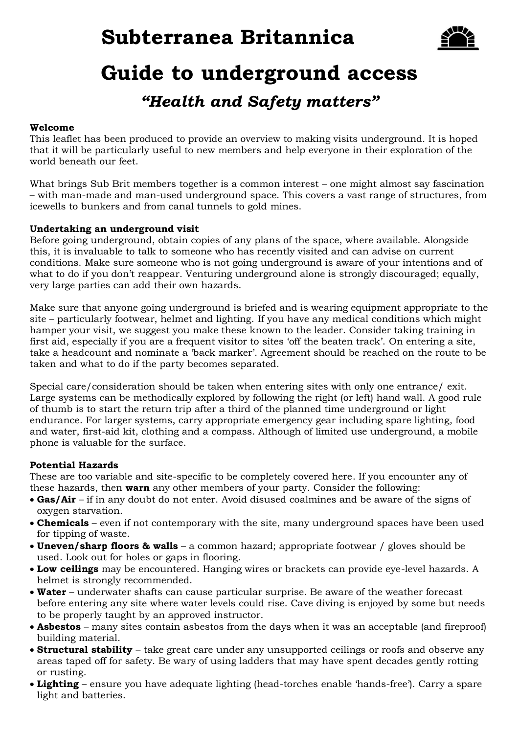# Subterranea Britannica

# Guide to underground access

## *"Health and Safety matters"*

**Welcome**
This leaflet has been produced to provide an overview to making visits underground. It is hoped that it will be particularly useful to new members and help everyone in their exploration of the world beneath our feet.

What brings Sub Brit members together is a common interest – one might almost say fascination – with man-made and man-used underground space. This covers a vast range of structures, from icewells to bunkers and from canal tunnels to gold mines.

**Undertaking an underground visit**
Before going underground, obtain copies of any plans of the space, where available. Alongside this, it is invaluable to talk to someone who has recently visited and can advise on current conditions. Make sure someone who is not going underground is aware of your intentions and of what to do if you don't reappear. Venturing underground alone is strongly discouraged; equally, very large parties can add their own hazards.

Make sure that anyone going underground is briefed and is wearing equipment appropriate to the site – particularly footwear, helmet and lighting. If you have any medical conditions which might hamper your visit, we suggest you make these known to the leader. Consider taking training in first aid, especially if you are a frequent visitor to sites 'off the beaten track'. On entering a site, take a headcount and nominate a 'back marker'. Agreement should be reached on the route to be taken and what to do if the party becomes separated.

Special care/consideration should be taken when entering sites with only one entrance/ exit. Large systems can be methodically explored by following the right (or left) hand wall. A good rule of thumb is to start the return trip after a third of the planned time underground or light endurance. For larger systems, carry appropriate emergency gear including spare lighting, food and water, first-aid kit, clothing and a compass. Although of limited use underground, a mobile phone is valuable for the surface.

**Potential Hazards**
These are too variable and site-specific to be completely covered here. If you encounter any of these hazards, then **warn** any other members of your party. Consider the following:

- **Gas/Air** – if in any doubt do not enter. Avoid disused coalmines and be aware of the signs of oxygen starvation.
- **Chemicals** – even if not contemporary with the site, many underground spaces have been used for tipping of waste.
- **Uneven/sharp floors & walls** – a common hazard; appropriate footwear / gloves should be used. Look out for holes or gaps in flooring.
- **Low ceilings** may be encountered. Hanging wires or brackets can provide eye-level hazards. A helmet is strongly recommended.
- **Water** – underwater shafts can cause particular surprise. Be aware of the weather forecast before entering any site where water levels could rise. Cave diving is enjoyed by some but needs to be properly taught by an approved instructor.
- **Asbestos** – many sites contain asbestos from the days when it was an acceptable (and fireproof) building material.
- **Structural stability** – take great care under any unsupported ceilings or roofs and observe any areas taped off for safety. Be wary of using ladders that may have spent decades gently rotting or rusting.
- **Lighting** – ensure you have adequate lighting (head-torches enable 'hands-free'). Carry a spare light and batteries.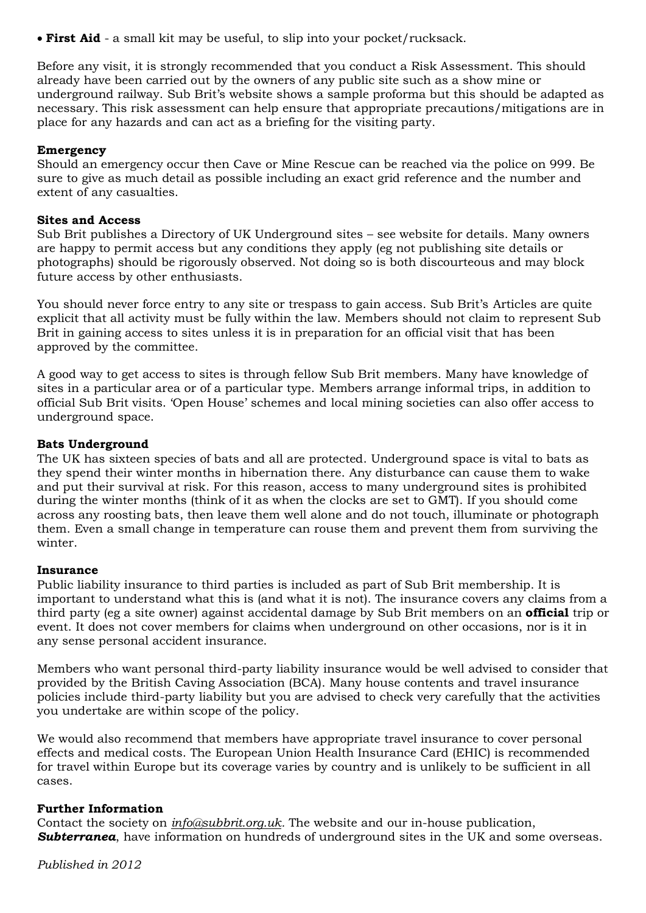- **First Aid** - a small kit may be useful, to slip into your pocket/rucksack.

Before any visit, it is strongly recommended that you conduct a Risk Assessment. This should already have been carried out by the owners of any public site such as a show mine or underground railway. Sub Brit's website shows a sample proforma but this should be adapted as necessary. This risk assessment can help ensure that appropriate precautions/mitigations are in place for any hazards and can act as a briefing for the visiting party.

**Emergency**

Should an emergency occur then Cave or Mine Rescue can be reached via the police on 999. Be sure to give as much detail as possible including an exact grid reference and the number and extent of any casualties.

**Sites and Access**

Sub Brit publishes a Directory of UK Underground sites – see website for details. Many owners are happy to permit access but any conditions they apply (eg not publishing site details or photographs) should be rigorously observed. Not doing so is both discourteous and may block future access by other enthusiasts.

You should never force entry to any site or trespass to gain access. Sub Brit's Articles are quite explicit that all activity must be fully within the law. Members should not claim to represent Sub Brit in gaining access to sites unless it is in preparation for an official visit that has been approved by the committee.

A good way to get access to sites is through fellow Sub Brit members. Many have knowledge of sites in a particular area or of a particular type. Members arrange informal trips, in addition to official Sub Brit visits. 'Open House' schemes and local mining societies can also offer access to underground space.

**Bats Underground**

The UK has sixteen species of bats and all are protected. Underground space is vital to bats as they spend their winter months in hibernation there. Any disturbance can cause them to wake and put their survival at risk. For this reason, access to many underground sites is prohibited during the winter months (think of it as when the clocks are set to GMT). If you should come across any roosting bats, then leave them well alone and do not touch, illuminate or photograph them. Even a small change in temperature can rouse them and prevent them from surviving the winter.

**Insurance**

Public liability insurance to third parties is included as part of Sub Brit membership. It is important to understand what this is (and what it is not). The insurance covers any claims from a third party (eg a site owner) against accidental damage by Sub Brit members on an **official** trip or event. It does not cover members for claims when underground on other occasions, nor is it in any sense personal accident insurance.

Members who want personal third-party liability insurance would be well advised to consider that provided by the British Caving Association (BCA). Many house contents and travel insurance policies include third-party liability but you are advised to check very carefully that the activities you undertake are within scope of the policy.

We would also recommend that members have appropriate travel insurance to cover personal effects and medical costs. The European Union Health Insurance Card (EHIC) is recommended for travel within Europe but its coverage varies by country and is unlikely to be sufficient in all cases.

**Further Information**

Contact the society on *info@subbrit.org.uk*. The website and our in-house publication, ***Subterranea***, have information on hundreds of underground sites in the UK and some overseas.

*Published in 2012*